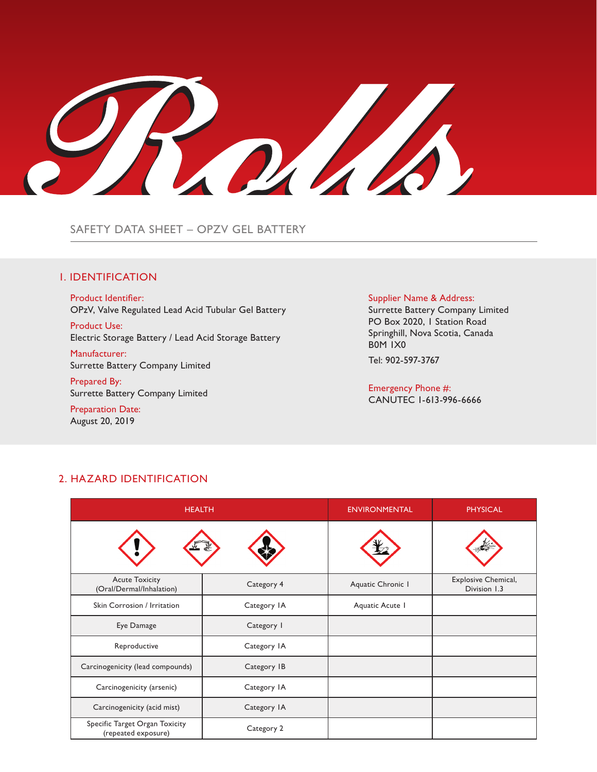# Rolls

SAFETY DATA SHEET – OPZV GEL BATTERY

## 1. IDENTIFICATION

**Product Identifier:**
OPzV, Valve Regulated Lead Acid Tubular Gel Battery

**Product Use:**
Electric Storage Battery / Lead Acid Storage Battery

**Manufacturer:**
Surrette Battery Company Limited

**Prepared By:**
Surrette Battery Company Limited

**Preparation Date:**
August 20, 2019

**Supplier Name & Address:**
Surrette Battery Company Limited
PO Box 2020, 1 Station Road
Springhill, Nova Scotia, Canada
B0M 1X0

Tel: 902-597-3767

**Emergency Phone #:**
CANUTEC 1-613-996-6666

## 2. HAZARD IDENTIFICATION

| HEALTH | | ENVIRONMENTAL | PHYSICAL |
|---|---|---|---|
| Acute Toxicity (Oral/Dermal/Inhalation) | Category 4 | Aquatic Chronic 1 | Explosive Chemical, Division 1.3 |
| Skin Corrosion / Irritation | Category 1A | Aquatic Acute 1 | |
| Eye Damage | Category 1 | | |
| Reproductive | Category 1A | | |
| Carcinogenicity (lead compounds) | Category 1B | | |
| Carcinogenicity (arsenic) | Category 1A | | |
| Carcinogenicity (acid mist) | Category 1A | | |
| Specific Target Organ Toxicity (repeated exposure) | Category 2 | | |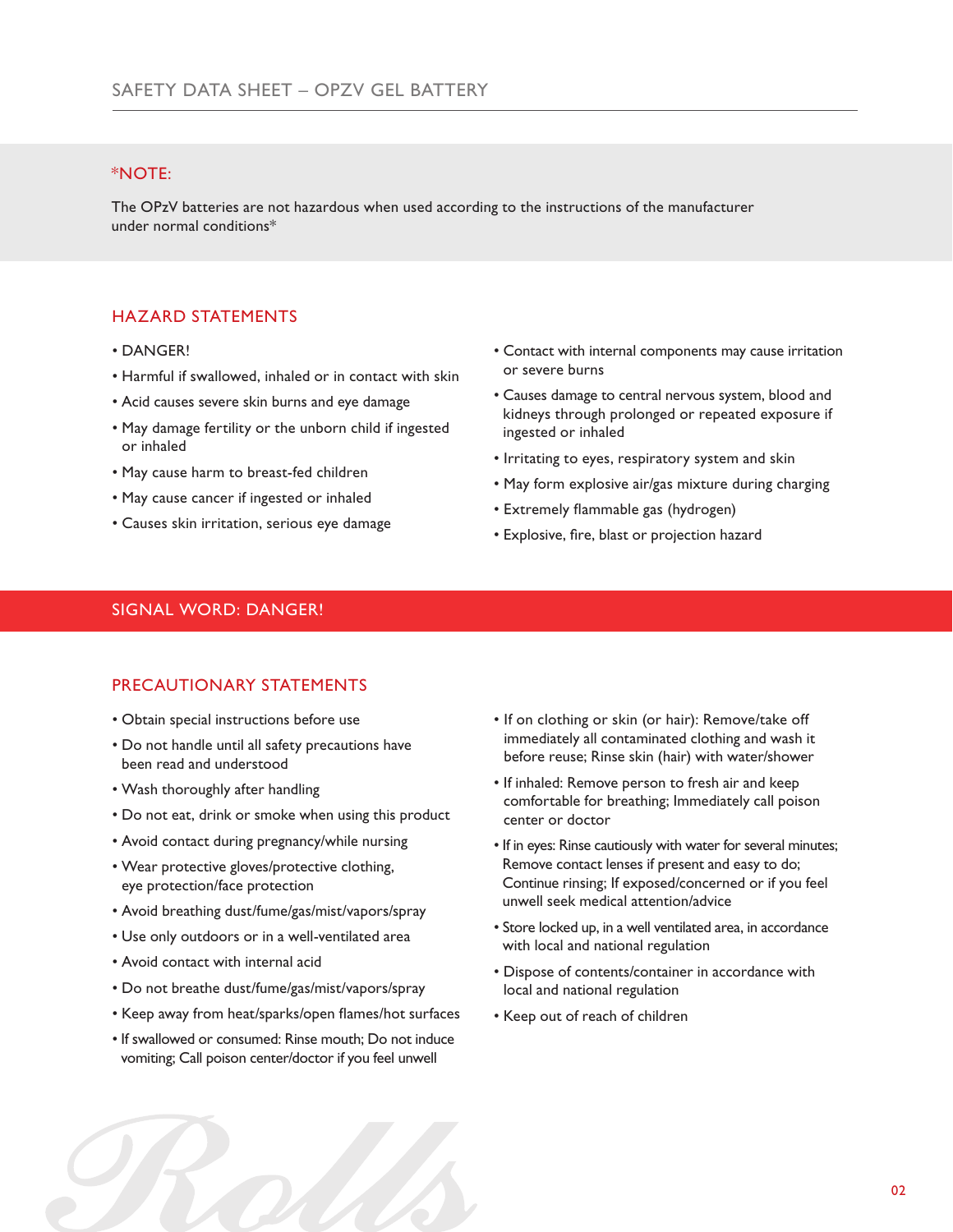*NOTE:

The OPzV batteries are not hazardous when used according to the instructions of the manufacturer under normal conditions*

## HAZARD STATEMENTS

- DANGER!
- Harmful if swallowed, inhaled or in contact with skin
- Acid causes severe skin burns and eye damage
- May damage fertility or the unborn child if ingested or inhaled
- May cause harm to breast-fed children
- May cause cancer if ingested or inhaled
- Causes skin irritation, serious eye damage
- Contact with internal components may cause irritation or severe burns
- Causes damage to central nervous system, blood and kidneys through prolonged or repeated exposure if ingested or inhaled
- Irritating to eyes, respiratory system and skin
- May form explosive air/gas mixture during charging
- Extremely flammable gas (hydrogen)
- Explosive, fire, blast or projection hazard

## SIGNAL WORD: DANGER!

## PRECAUTIONARY STATEMENTS

- Obtain special instructions before use
- Do not handle until all safety precautions have been read and understood
- Wash thoroughly after handling
- Do not eat, drink or smoke when using this product
- Avoid contact during pregnancy/while nursing
- Wear protective gloves/protective clothing, eye protection/face protection
- Avoid breathing dust/fume/gas/mist/vapors/spray
- Use only outdoors or in a well-ventilated area
- Avoid contact with internal acid
- Do not breathe dust/fume/gas/mist/vapors/spray
- Keep away from heat/sparks/open flames/hot surfaces
- If swallowed or consumed: Rinse mouth; Do not induce vomiting; Call poison center/doctor if you feel unwell
- If on clothing or skin (or hair): Remove/take off immediately all contaminated clothing and wash it before reuse; Rinse skin (hair) with water/shower
- If inhaled: Remove person to fresh air and keep comfortable for breathing; Immediately call poison center or doctor
- If in eyes: Rinse cautiously with water for several minutes; Remove contact lenses if present and easy to do; Continue rinsing; If exposed/concerned or if you feel unwell seek medical attention/advice
- Store locked up, in a well ventilated area, in accordance with local and national regulation
- Dispose of contents/container in accordance with local and national regulation
- Keep out of reach of children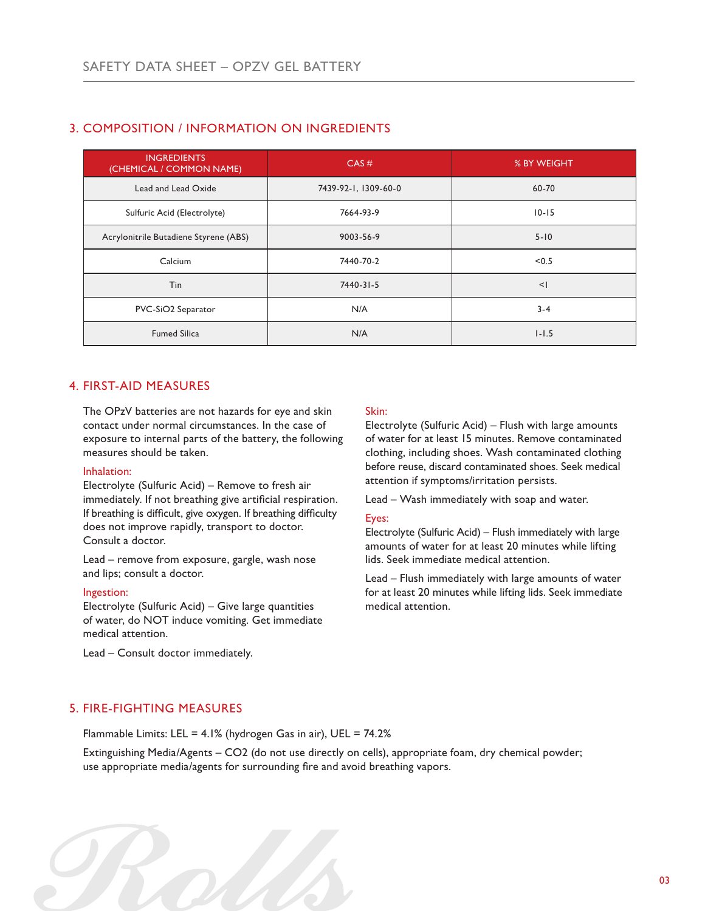## 3. COMPOSITION / INFORMATION ON INGREDIENTS

| INGREDIENTS (CHEMICAL / COMMON NAME) | CAS # | % BY WEIGHT |
|---|---|---|
| Lead and Lead Oxide | 7439-92-1, 1309-60-0 | 60-70 |
| Sulfuric Acid (Electrolyte) | 7664-93-9 | 10-15 |
| Acrylonitrile Butadiene Styrene (ABS) | 9003-56-9 | 5-10 |
| Calcium | 7440-70-2 | <0.5 |
| Tin | 7440-31-5 | <1 |
| PVC-$SiO_2$ Separator | N/A | 3-4 |
| Fumed Silica | N/A | 1-1.5 |

## 4. FIRST-AID MEASURES

The OPzV batteries are not hazards for eye and skin contact under normal circumstances. In the case of exposure to internal parts of the battery, the following measures should be taken.

### Inhalation:

Electrolyte (Sulfuric Acid) – Remove to fresh air immediately. If not breathing give artificial respiration. If breathing is difficult, give oxygen. If breathing difficulty does not improve rapidly, transport to doctor. Consult a doctor.

Lead – remove from exposure, gargle, wash nose and lips; consult a doctor.

### Ingestion:

Electrolyte (Sulfuric Acid) – Give large quantities of water, do NOT induce vomiting. Get immediate medical attention.

Lead – Consult doctor immediately.

### Skin:

Electrolyte (Sulfuric Acid) – Flush with large amounts of water for at least 15 minutes. Remove contaminated clothing, including shoes. Wash contaminated clothing before reuse, discard contaminated shoes. Seek medical attention if symptoms/irritation persists.

Lead – Wash immediately with soap and water.

### Eyes:

Electrolyte (Sulfuric Acid) – Flush immediately with large amounts of water for at least 20 minutes while lifting lids. Seek immediate medical attention.

Lead – Flush immediately with large amounts of water for at least 20 minutes while lifting lids. Seek immediate medical attention.

## 5. FIRE-FIGHTING MEASURES

Flammable Limits: LEL = 4.1% (hydrogen Gas in air), UEL = 74.2%

Extinguishing Media/Agents – $CO_2$ (do not use directly on cells), appropriate foam, dry chemical powder; use appropriate media/agents for surrounding fire and avoid breathing vapors.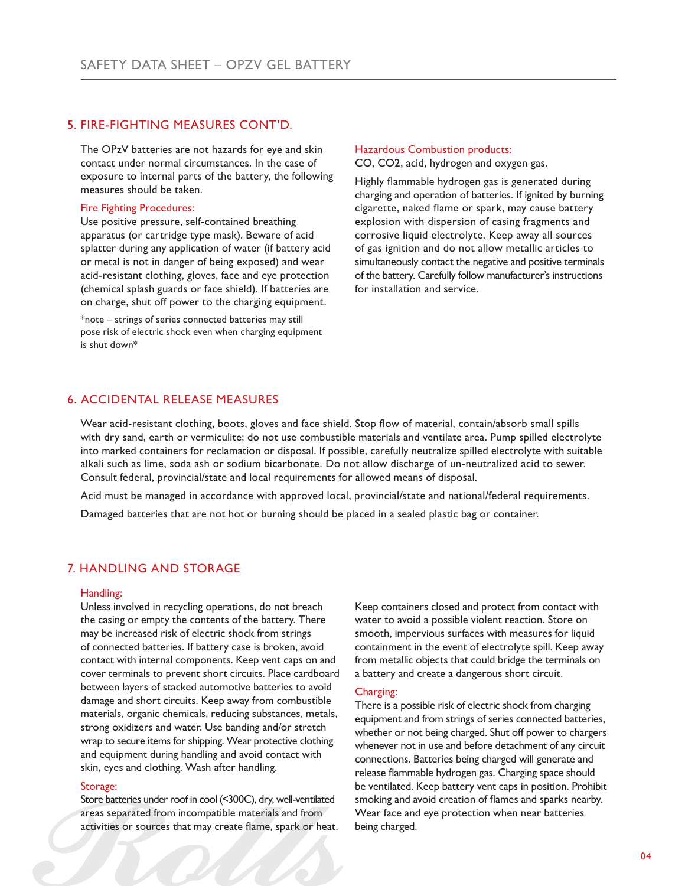## 5. FIRE-FIGHTING MEASURES CONT'D.

The OPzV batteries are not hazards for eye and skin contact under normal circumstances. In the case of exposure to internal parts of the battery, the following measures should be taken.

### Fire Fighting Procedures:

Use positive pressure, self-contained breathing apparatus (or cartridge type mask). Beware of acid splatter during any application of water (if battery acid or metal is not in danger of being exposed) and wear acid-resistant clothing, gloves, face and eye protection (chemical splash guards or face shield). If batteries are on charge, shut off power to the charging equipment.

*note – strings of series connected batteries may still pose risk of electric shock even when charging equipment is shut down*

### Hazardous Combustion products:

CO, CO2, acid, hydrogen and oxygen gas.

Highly flammable hydrogen gas is generated during charging and operation of batteries. If ignited by burning cigarette, naked flame or spark, may cause battery explosion with dispersion of casing fragments and corrosive liquid electrolyte. Keep away all sources of gas ignition and do not allow metallic articles to simultaneously contact the negative and positive terminals of the battery. Carefully follow manufacturer's instructions for installation and service.

## 6. ACCIDENTAL RELEASE MEASURES

Wear acid-resistant clothing, boots, gloves and face shield. Stop flow of material, contain/absorb small spills with dry sand, earth or vermiculite; do not use combustible materials and ventilate area. Pump spilled electrolyte into marked containers for reclamation or disposal. If possible, carefully neutralize spilled electrolyte with suitable alkali such as lime, soda ash or sodium bicarbonate. Do not allow discharge of un-neutralized acid to sewer. Consult federal, provincial/state and local requirements for allowed means of disposal.

Acid must be managed in accordance with approved local, provincial/state and national/federal requirements.

Damaged batteries that are not hot or burning should be placed in a sealed plastic bag or container.

## 7. HANDLING AND STORAGE

### Handling:

Unless involved in recycling operations, do not breach the casing or empty the contents of the battery. There may be increased risk of electric shock from strings of connected batteries. If battery case is broken, avoid contact with internal components. Keep vent caps on and cover terminals to prevent short circuits. Place cardboard between layers of stacked automotive batteries to avoid damage and short circuits. Keep away from combustible materials, organic chemicals, reducing substances, metals, strong oxidizers and water. Use banding and/or stretch wrap to secure items for shipping. Wear protective clothing and equipment during handling and avoid contact with skin, eyes and clothing. Wash after handling.

### Storage:

Store batteries under roof in cool (<300C), dry, well-ventilated areas separated from incompatible materials and from activities or sources that may create flame, spark or heat. Keep containers closed and protect from contact with water to avoid a possible violent reaction. Store on smooth, impervious surfaces with measures for liquid containment in the event of electrolyte spill. Keep away from metallic objects that could bridge the terminals on a battery and create a dangerous short circuit.

### Charging:

There is a possible risk of electric shock from charging equipment and from strings of series connected batteries, whether or not being charged. Shut off power to chargers whenever not in use and before detachment of any circuit connections. Batteries being charged will generate and release flammable hydrogen gas. Charging space should be ventilated. Keep battery vent caps in position. Prohibit smoking and avoid creation of flames and sparks nearby. Wear face and eye protection when near batteries being charged.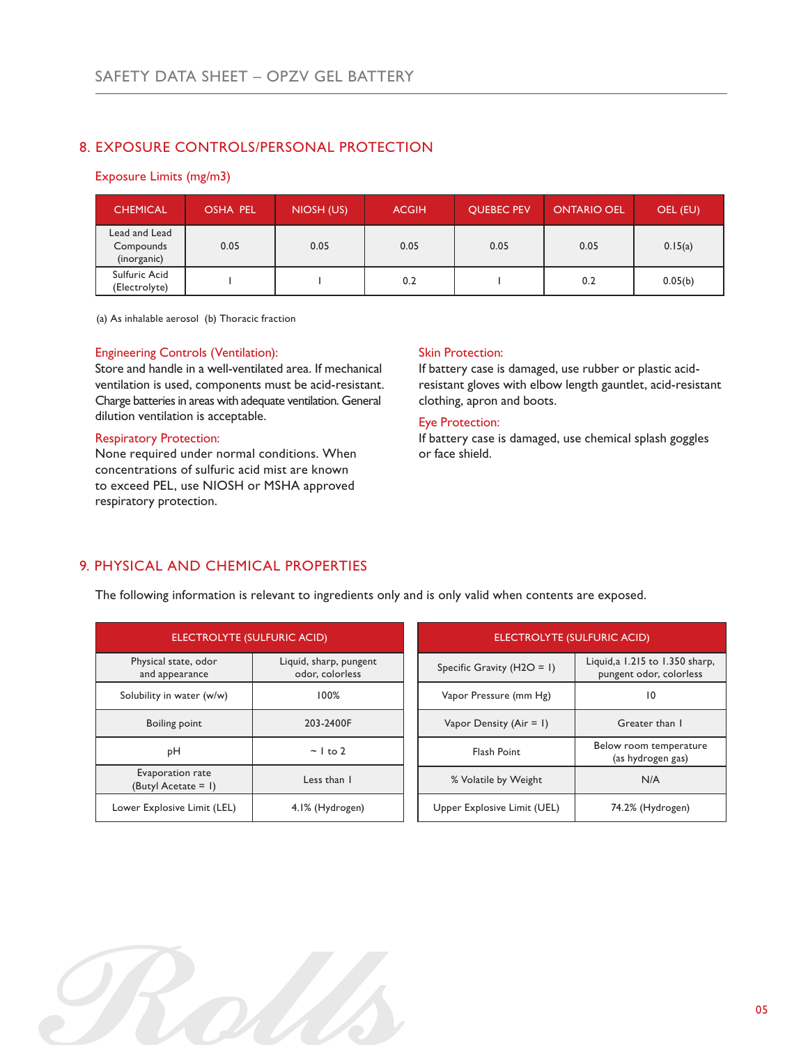## 8. EXPOSURE CONTROLS/PERSONAL PROTECTION

### Exposure Limits (mg/m3)

| CHEMICAL | OSHA PEL | NIOSH (US) | ACGIH | QUEBEC PEV | ONTARIO OEL | OEL (EU) |
|---|---|---|---|---|---|---|
| Lead and Lead Compounds (inorganic) | 0.05 | 0.05 | 0.05 | 0.05 | 0.05 | 0.15(a) |
| Sulfuric Acid (Electrolyte) | 1 | 1 | 0.2 | 1 | 0.2 | 0.05(b) |

(a) As inhalable aerosol (b) Thoracic fraction

### Engineering Controls (Ventilation):

Store and handle in a well-ventilated area. If mechanical ventilation is used, components must be acid-resistant. Charge batteries in areas with adequate ventilation. General dilution ventilation is acceptable.

### Respiratory Protection:

None required under normal conditions. When concentrations of sulfuric acid mist are known to exceed PEL, use NIOSH or MSHA approved respiratory protection.

### Skin Protection:

If battery case is damaged, use rubber or plastic acid-resistant gloves with elbow length gauntlet, acid-resistant clothing, apron and boots.

### Eye Protection:

If battery case is damaged, use chemical splash goggles or face shield.

## 9. PHYSICAL AND CHEMICAL PROPERTIES

The following information is relevant to ingredients only and is only valid when contents are exposed.

| ELECTROLYTE (SULFURIC ACID) | |
|---|---|
| Physical state, odor and appearance | Liquid, sharp, pungent odor, colorless |
| Solubility in water (w/w) | 100% |
| Boiling point | 203-2400F |
| pH | ~ 1 to 2 |
| Evaporation rate (Butyl Acetate = 1) | Less than 1 |
| Lower Explosive Limit (LEL) | 4.1% (Hydrogen) |

| ELECTROLYTE (SULFURIC ACID) | |
|---|---|
| Specific Gravity (H2O = 1) | Liquid,a 1.215 to 1.350 sharp, pungent odor, colorless |
| Vapor Pressure (mm Hg) | 10 |
| Vapor Density (Air = 1) | Greater than 1 |
| Flash Point | Below room temperature (as hydrogen gas) |
| % Volatile by Weight | N/A |
| Upper Explosive Limit (UEL) | 74.2% (Hydrogen) |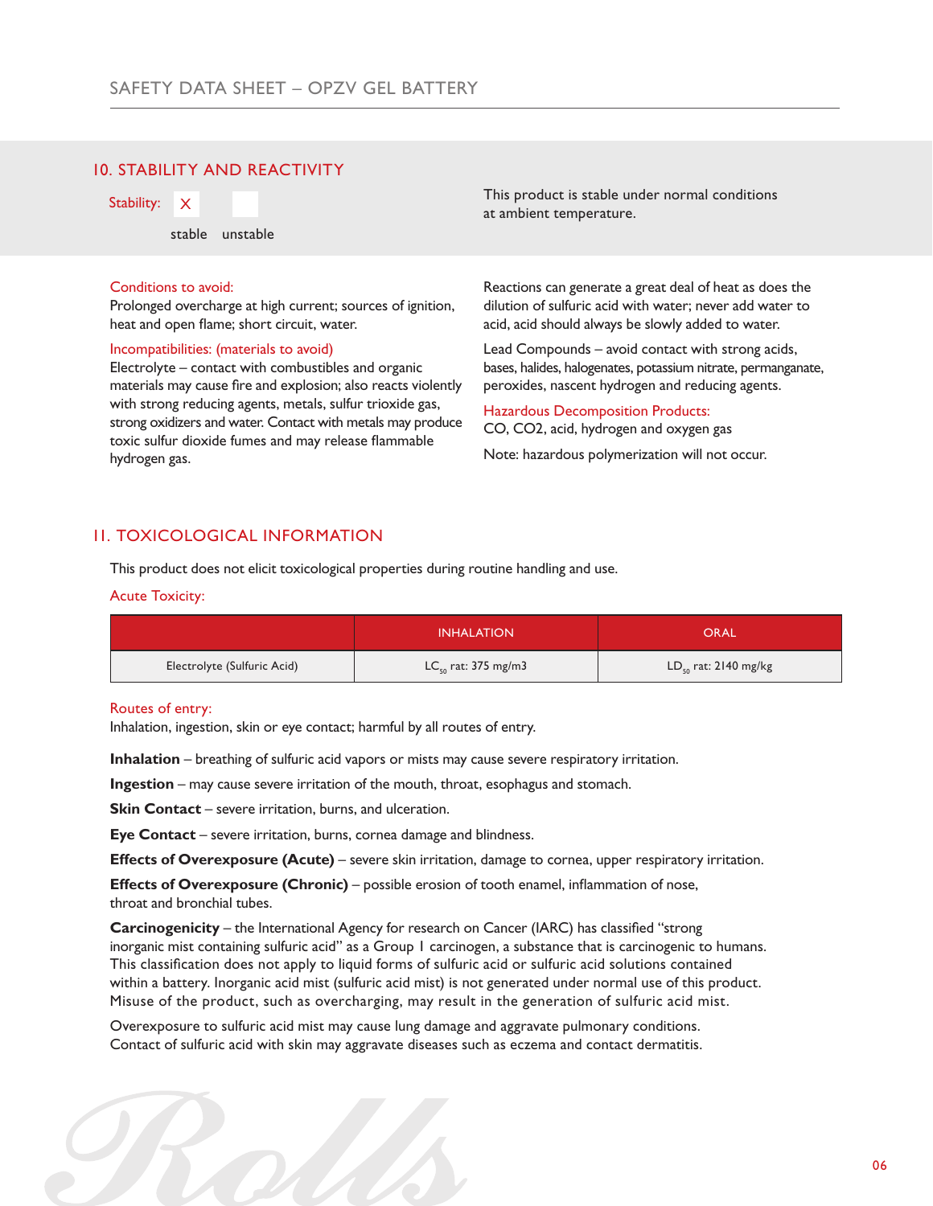## 10. STABILITY AND REACTIVITY

Stability: X stable ☐ unstable

This product is stable under normal conditions at ambient temperature.

**Conditions to avoid:**
Prolonged overcharge at high current; sources of ignition, heat and open flame; short circuit, water.

**Incompatibilities: (materials to avoid)**
Electrolyte – contact with combustibles and organic materials may cause fire and explosion; also reacts violently with strong reducing agents, metals, sulfur trioxide gas, strong oxidizers and water. Contact with metals may produce toxic sulfur dioxide fumes and may release flammable hydrogen gas.

Reactions can generate a great deal of heat as does the dilution of sulfuric acid with water; never add water to acid, acid should always be slowly added to water.

Lead Compounds – avoid contact with strong acids, bases, halides, halogenates, potassium nitrate, permanganate, peroxides, nascent hydrogen and reducing agents.

**Hazardous Decomposition Products:**
CO, CO2, acid, hydrogen and oxygen gas

Note: hazardous polymerization will not occur.

## 11. TOXICOLOGICAL INFORMATION

This product does not elicit toxicological properties during routine handling and use.

**Acute Toxicity:**

| | INHALATION | ORAL |
|---|---|---|
| Electrolyte (Sulfuric Acid) | $LC_{50}$ rat: 375 mg/m3 | $LD_{50}$ rat: 2140 mg/kg |

**Routes of entry:**
Inhalation, ingestion, skin or eye contact; harmful by all routes of entry.

**Inhalation** – breathing of sulfuric acid vapors or mists may cause severe respiratory irritation.

**Ingestion** – may cause severe irritation of the mouth, throat, esophagus and stomach.

**Skin Contact** – severe irritation, burns, and ulceration.

**Eye Contact** – severe irritation, burns, cornea damage and blindness.

**Effects of Overexposure (Acute)** – severe skin irritation, damage to cornea, upper respiratory irritation.

**Effects of Overexposure (Chronic)** – possible erosion of tooth enamel, inflammation of nose, throat and bronchial tubes.

**Carcinogenicity** – the International Agency for research on Cancer (IARC) has classified "strong inorganic mist containing sulfuric acid" as a Group 1 carcinogen, a substance that is carcinogenic to humans. This classification does not apply to liquid forms of sulfuric acid or sulfuric acid solutions contained within a battery. Inorganic acid mist (sulfuric acid mist) is not generated under normal use of this product. Misuse of the product, such as overcharging, may result in the generation of sulfuric acid mist.

Overexposure to sulfuric acid mist may cause lung damage and aggravate pulmonary conditions. Contact of sulfuric acid with skin may aggravate diseases such as eczema and contact dermatitis.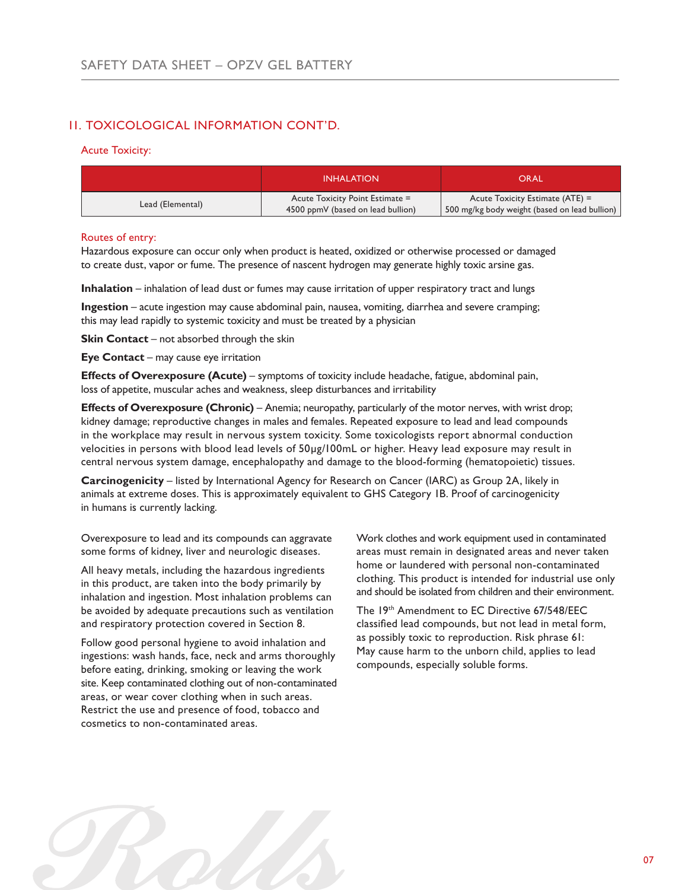## 11. TOXICOLOGICAL INFORMATION CONT'D.

### Acute Toxicity:

| | INHALATION | ORAL |
|---|---|---|
| Lead (Elemental) | Acute Toxicity Point Estimate = 4500 ppmV (based on lead bullion) | Acute Toxicity Estimate (ATE) = 500 mg/kg body weight (based on lead bullion) |

### Routes of entry:

Hazardous exposure can occur only when product is heated, oxidized or otherwise processed or damaged to create dust, vapor or fume. The presence of nascent hydrogen may generate highly toxic arsine gas.

**Inhalation** – inhalation of lead dust or fumes may cause irritation of upper respiratory tract and lungs

**Ingestion** – acute ingestion may cause abdominal pain, nausea, vomiting, diarrhea and severe cramping; this may lead rapidly to systemic toxicity and must be treated by a physician

**Skin Contact** – not absorbed through the skin

**Eye Contact** – may cause eye irritation

**Effects of Overexposure (Acute)** – symptoms of toxicity include headache, fatigue, abdominal pain, loss of appetite, muscular aches and weakness, sleep disturbances and irritability

**Effects of Overexposure (Chronic)** – Anemia; neuropathy, particularly of the motor nerves, with wrist drop; kidney damage; reproductive changes in males and females. Repeated exposure to lead and lead compounds in the workplace may result in nervous system toxicity. Some toxicologists report abnormal conduction velocities in persons with blood lead levels of 50μg/100mL or higher. Heavy lead exposure may result in central nervous system damage, encephalopathy and damage to the blood-forming (hematopoietic) tissues.

**Carcinogenicity** – listed by International Agency for Research on Cancer (IARC) as Group 2A, likely in animals at extreme doses. This is approximately equivalent to GHS Category 1B. Proof of carcinogenicity in humans is currently lacking.

Overexposure to lead and its compounds can aggravate some forms of kidney, liver and neurologic diseases.

All heavy metals, including the hazardous ingredients in this product, are taken into the body primarily by inhalation and ingestion. Most inhalation problems can be avoided by adequate precautions such as ventilation and respiratory protection covered in Section 8.

Follow good personal hygiene to avoid inhalation and ingestions: wash hands, face, neck and arms thoroughly before eating, drinking, smoking or leaving the work site. Keep contaminated clothing out of non-contaminated areas, or wear cover clothing when in such areas. Restrict the use and presence of food, tobacco and cosmetics to non-contaminated areas.

Work clothes and work equipment used in contaminated areas must remain in designated areas and never taken home or laundered with personal non-contaminated clothing. This product is intended for industrial use only and should be isolated from children and their environment.

The 19th Amendment to EC Directive 67/548/EEC classified lead compounds, but not lead in metal form, as possibly toxic to reproduction. Risk phrase 61: May cause harm to the unborn child, applies to lead compounds, especially soluble forms.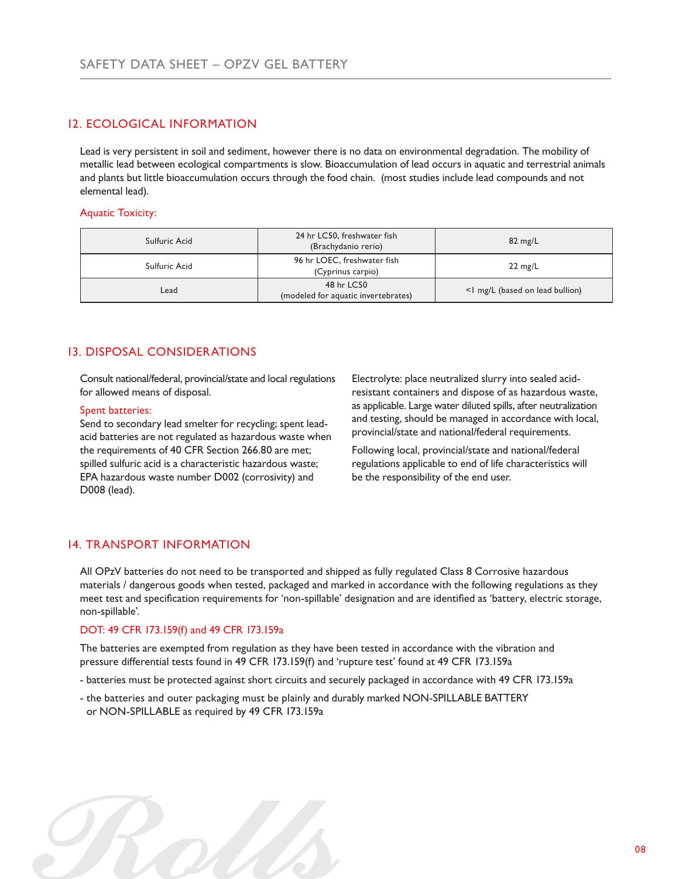## 12. ECOLOGICAL INFORMATION

Lead is very persistent in soil and sediment, however there is no data on environmental degradation. The mobility of metallic lead between ecological compartments is slow. Bioaccumulation of lead occurs in aquatic and terrestrial animals and plants but little bioaccumulation occurs through the food chain. (most studies include lead compounds and not elemental lead).

### Aquatic Toxicity:

| | | |
|---|---|---|
| Sulfuric Acid | 24 hr LC50, freshwater fish (Brachydanio rerio) | 82 mg/L |
| Sulfuric Acid | 96 hr LOEC, freshwater fish (Cyprinus carpio) | 22 mg/L |
| Lead | 48 hr LC50 (modeled for aquatic invertebrates) | <1 mg/L (based on lead bullion) |

## 13. DISPOSAL CONSIDERATIONS

Consult national/federal, provincial/state and local regulations for allowed means of disposal.

### Spent batteries:

Send to secondary lead smelter for recycling; spent lead-acid batteries are not regulated as hazardous waste when the requirements of 40 CFR Section 266.80 are met; spilled sulfuric acid is a characteristic hazardous waste; EPA hazardous waste number D002 (corrosivity) and D008 (lead).

Electrolyte: place neutralized slurry into sealed acid-resistant containers and dispose of as hazardous waste, as applicable. Large water diluted spills, after neutralization and testing, should be managed in accordance with local, provincial/state and national/federal requirements.

Following local, provincial/state and national/federal regulations applicable to end of life characteristics will be the responsibility of the end user.

## 14. TRANSPORT INFORMATION

All OPzV batteries do not need to be transported and shipped as fully regulated Class 8 Corrosive hazardous materials / dangerous goods when tested, packaged and marked in accordance with the following regulations as they meet test and specification requirements for 'non-spillable' designation and are identified as 'battery, electric storage, non-spillable'.

### DOT: 49 CFR 173.159(f) and 49 CFR 173.159a

The batteries are exempted from regulation as they have been tested in accordance with the vibration and pressure differential tests found in 49 CFR 173.159(f) and 'rupture test' found at 49 CFR 173.159a

- batteries must be protected against short circuits and securely packaged in accordance with 49 CFR 173.159a
- the batteries and outer packaging must be plainly and durably marked NON-SPILLABLE BATTERY or NON-SPILLABLE as required by 49 CFR 173.159a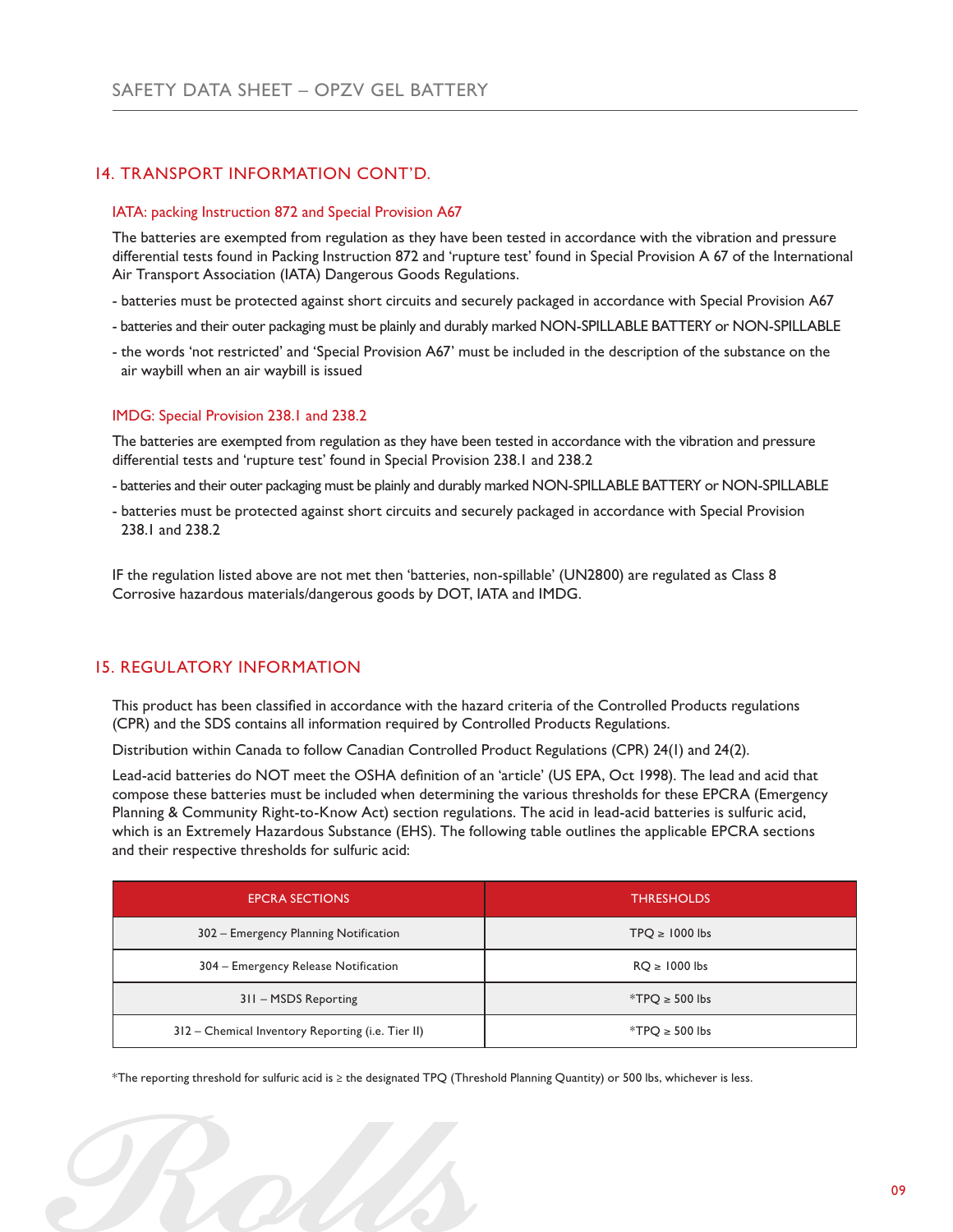## 14. TRANSPORT INFORMATION CONT'D.

### IATA: packing Instruction 872 and Special Provision A67

The batteries are exempted from regulation as they have been tested in accordance with the vibration and pressure differential tests found in Packing Instruction 872 and 'rupture test' found in Special Provision A 67 of the International Air Transport Association (IATA) Dangerous Goods Regulations.

- batteries must be protected against short circuits and securely packaged in accordance with Special Provision A67
- batteries and their outer packaging must be plainly and durably marked NON-SPILLABLE BATTERY or NON-SPILLABLE
- the words 'not restricted' and 'Special Provision A67' must be included in the description of the substance on the air waybill when an air waybill is issued

### IMDG: Special Provision 238.1 and 238.2

The batteries are exempted from regulation as they have been tested in accordance with the vibration and pressure differential tests and 'rupture test' found in Special Provision 238.1 and 238.2

- batteries and their outer packaging must be plainly and durably marked NON-SPILLABLE BATTERY or NON-SPILLABLE
- batteries must be protected against short circuits and securely packaged in accordance with Special Provision 238.1 and 238.2

IF the regulation listed above are not met then 'batteries, non-spillable' (UN2800) are regulated as Class 8 Corrosive hazardous materials/dangerous goods by DOT, IATA and IMDG.

## 15. REGULATORY INFORMATION

This product has been classified in accordance with the hazard criteria of the Controlled Products regulations (CPR) and the SDS contains all information required by Controlled Products Regulations.

Distribution within Canada to follow Canadian Controlled Product Regulations (CPR) 24(1) and 24(2).

Lead-acid batteries do NOT meet the OSHA definition of an 'article' (US EPA, Oct 1998). The lead and acid that compose these batteries must be included when determining the various thresholds for these EPCRA (Emergency Planning & Community Right-to-Know Act) section regulations. The acid in lead-acid batteries is sulfuric acid, which is an Extremely Hazardous Substance (EHS). The following table outlines the applicable EPCRA sections and their respective thresholds for sulfuric acid:

| EPCRA SECTIONS | THRESHOLDS |
|---|---|
| 302 – Emergency Planning Notification | TPQ ≥ 1000 lbs |
| 304 – Emergency Release Notification | RQ ≥ 1000 lbs |
| 311 – MSDS Reporting | *TPQ ≥ 500 lbs |
| 312 – Chemical Inventory Reporting (i.e. Tier II) | *TPQ ≥ 500 lbs |

*The reporting threshold for sulfuric acid is ≥ the designated TPQ (Threshold Planning Quantity) or 500 lbs, whichever is less.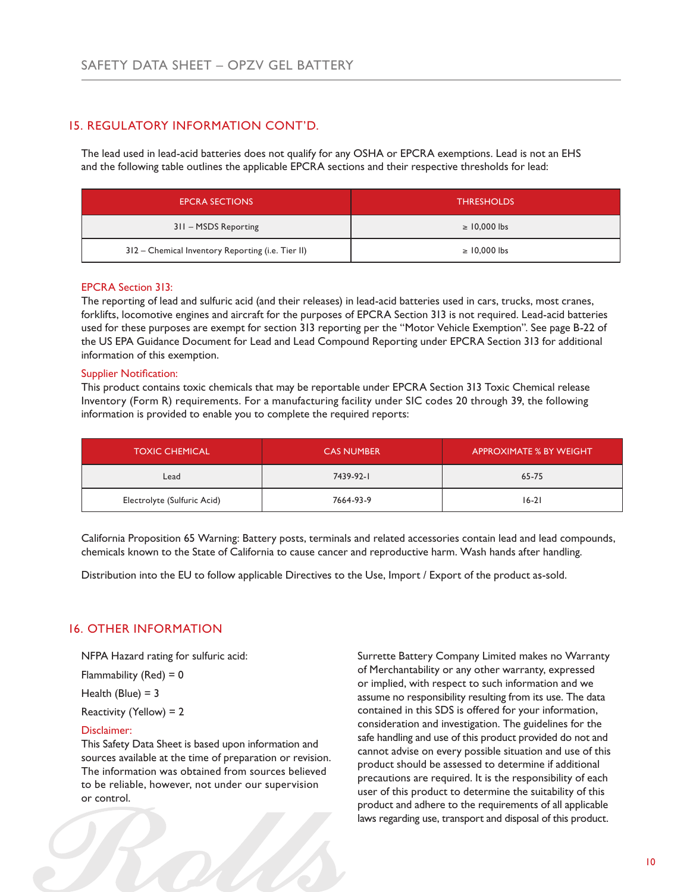## 15. REGULATORY INFORMATION CONT'D.

The lead used in lead-acid batteries does not qualify for any OSHA or EPCRA exemptions. Lead is not an EHS and the following table outlines the applicable EPCRA sections and their respective thresholds for lead:

| EPCRA SECTIONS | THRESHOLDS |
|---|---|
| 311 – MSDS Reporting | ≥ 10,000 lbs |
| 312 – Chemical Inventory Reporting (i.e. Tier II) | ≥ 10,000 lbs |

### EPCRA Section 313:

The reporting of lead and sulfuric acid (and their releases) in lead-acid batteries used in cars, trucks, most cranes, forklifts, locomotive engines and aircraft for the purposes of EPCRA Section 313 is not required. Lead-acid batteries used for these purposes are exempt for section 313 reporting per the "Motor Vehicle Exemption". See page B-22 of the US EPA Guidance Document for Lead and Lead Compound Reporting under EPCRA Section 313 for additional information of this exemption.

### Supplier Notification:

This product contains toxic chemicals that may be reportable under EPCRA Section 313 Toxic Chemical release Inventory (Form R) requirements. For a manufacturing facility under SIC codes 20 through 39, the following information is provided to enable you to complete the required reports:

| TOXIC CHEMICAL | CAS NUMBER | APPROXIMATE % BY WEIGHT |
|---|---|---|
| Lead | 7439-92-1 | 65-75 |
| Electrolyte (Sulfuric Acid) | 7664-93-9 | 16-21 |

California Proposition 65 Warning: Battery posts, terminals and related accessories contain lead and lead compounds, chemicals known to the State of California to cause cancer and reproductive harm. Wash hands after handling.

Distribution into the EU to follow applicable Directives to the Use, Import / Export of the product as-sold.

## 16. OTHER INFORMATION

NFPA Hazard rating for sulfuric acid:

Flammability (Red) = 0

Health (Blue) = 3

Reactivity (Yellow) = 2

### Disclaimer:

This Safety Data Sheet is based upon information and sources available at the time of preparation or revision. The information was obtained from sources believed to be reliable, however, not under our supervision or control.

Surrette Battery Company Limited makes no Warranty of Merchantability or any other warranty, expressed or implied, with respect to such information and we assume no responsibility resulting from its use. The data contained in this SDS is offered for your information, consideration and investigation. The guidelines for the safe handling and use of this product provided do not and cannot advise on every possible situation and use of this product should be assessed to determine if additional precautions are required. It is the responsibility of each user of this product to determine the suitability of this product and adhere to the requirements of all applicable laws regarding use, transport and disposal of this product.